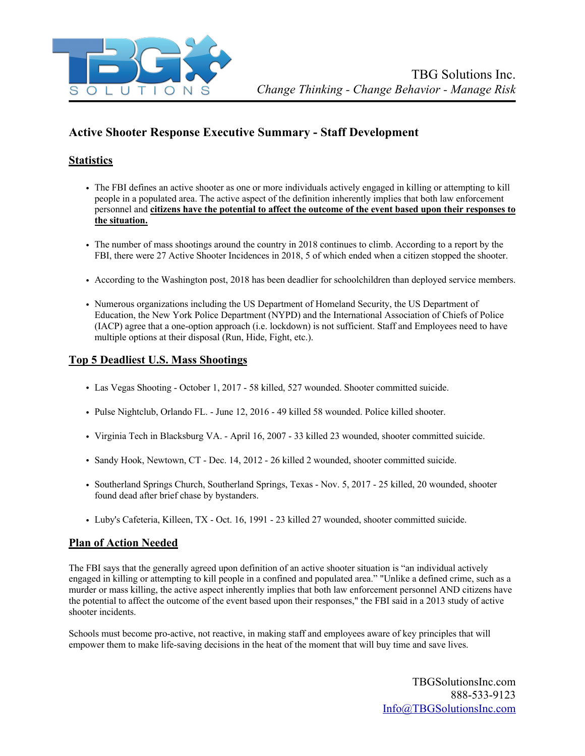TBG Solutions Inc.
*Change Thinking - Change Behavior - Manage Risk*

## Active Shooter Response Executive Summary - Staff Development

### Statistics

- The FBI defines an active shooter as one or more individuals actively engaged in killing or attempting to kill people in a populated area. The active aspect of the definition inherently implies that both law enforcement personnel and **citizens have the potential to affect the outcome of the event based upon their responses to the situation.**
- The number of mass shootings around the country in 2018 continues to climb. According to a report by the FBI, there were 27 Active Shooter Incidences in 2018, 5 of which ended when a citizen stopped the shooter.
- According to the Washington post, 2018 has been deadlier for schoolchildren than deployed service members.
- Numerous organizations including the US Department of Homeland Security, the US Department of Education, the New York Police Department (NYPD) and the International Association of Chiefs of Police (IACP) agree that a one-option approach (i.e. lockdown) is not sufficient. Staff and Employees need to have multiple options at their disposal (Run, Hide, Fight, etc.).

### Top 5 Deadliest U.S. Mass Shootings

- Las Vegas Shooting - October 1, 2017 - 58 killed, 527 wounded. Shooter committed suicide.
- Pulse Nightclub, Orlando FL. - June 12, 2016 - 49 killed 58 wounded. Police killed shooter.
- Virginia Tech in Blacksburg VA. - April 16, 2007 - 33 killed 23 wounded, shooter committed suicide.
- Sandy Hook, Newtown, CT - Dec. 14, 2012 - 26 killed 2 wounded, shooter committed suicide.
- Southerland Springs Church, Southerland Springs, Texas - Nov. 5, 2017 - 25 killed, 20 wounded, shooter found dead after brief chase by bystanders.
- Luby's Cafeteria, Killeen, TX - Oct. 16, 1991 - 23 killed 27 wounded, shooter committed suicide.

### Plan of Action Needed

The FBI says that the generally agreed upon definition of an active shooter situation is "an individual actively engaged in killing or attempting to kill people in a confined and populated area." "Unlike a defined crime, such as a murder or mass killing, the active aspect inherently implies that both law enforcement personnel AND citizens have the potential to affect the outcome of the event based upon their responses," the FBI said in a 2013 study of active shooter incidents.

Schools must become pro-active, not reactive, in making staff and employees aware of key principles that will empower them to make life-saving decisions in the heat of the moment that will buy time and save lives.

TBGSolutionsInc.com
888-533-9123
Info@TBGSolutionsInc.com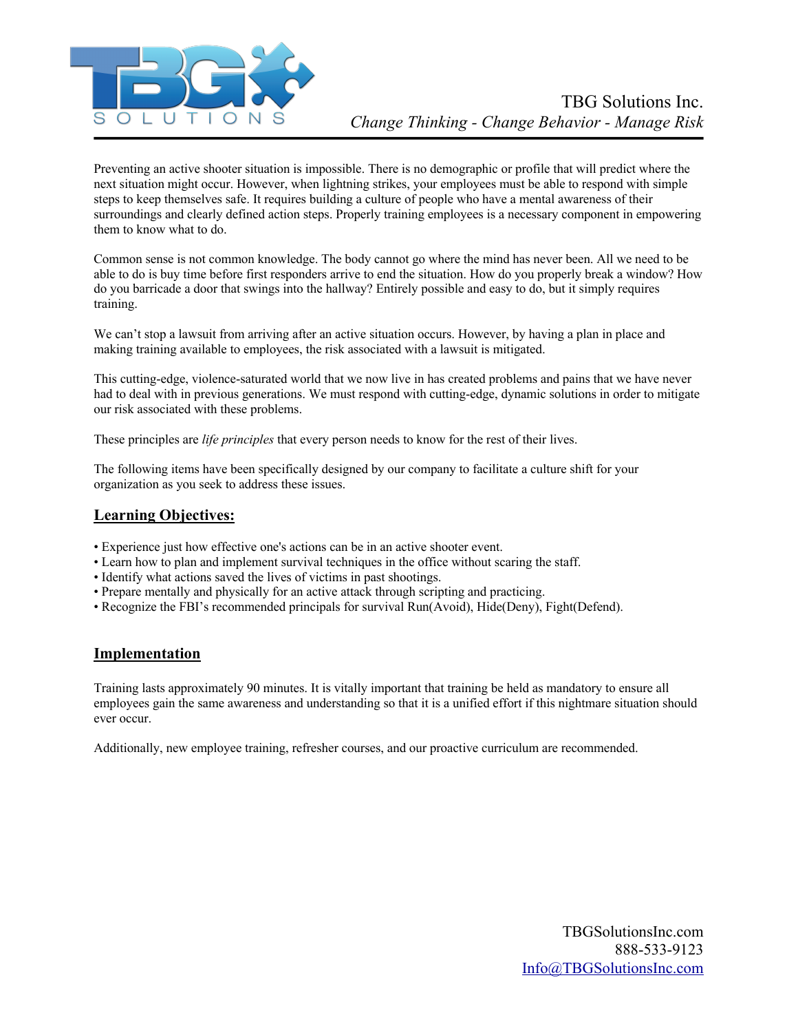TBG Solutions Inc.
*Change Thinking - Change Behavior - Manage Risk*

Preventing an active shooter situation is impossible. There is no demographic or profile that will predict where the next situation might occur. However, when lightning strikes, your employees must be able to respond with simple steps to keep themselves safe. It requires building a culture of people who have a mental awareness of their surroundings and clearly defined action steps. Properly training employees is a necessary component in empowering them to know what to do.

Common sense is not common knowledge. The body cannot go where the mind has never been. All we need to be able to do is buy time before first responders arrive to end the situation. How do you properly break a window? How do you barricade a door that swings into the hallway? Entirely possible and easy to do, but it simply requires training.

We can't stop a lawsuit from arriving after an active situation occurs. However, by having a plan in place and making training available to employees, the risk associated with a lawsuit is mitigated.

This cutting-edge, violence-saturated world that we now live in has created problems and pains that we have never had to deal with in previous generations. We must respond with cutting-edge, dynamic solutions in order to mitigate our risk associated with these problems.

These principles are *life principles* that every person needs to know for the rest of their lives.

The following items have been specifically designed by our company to facilitate a culture shift for your organization as you seek to address these issues.

## Learning Objectives:

- Experience just how effective one's actions can be in an active shooter event.
- Learn how to plan and implement survival techniques in the office without scaring the staff.
- Identify what actions saved the lives of victims in past shootings.
- Prepare mentally and physically for an active attack through scripting and practicing.
- Recognize the FBI's recommended principals for survival Run(Avoid), Hide(Deny), Fight(Defend).

## Implementation

Training lasts approximately 90 minutes. It is vitally important that training be held as mandatory to ensure all employees gain the same awareness and understanding so that it is a unified effort if this nightmare situation should ever occur.

Additionally, new employee training, refresher courses, and our proactive curriculum are recommended.

TBGSolutionsInc.com
888-533-9123
Info@TBGSolutionsInc.com